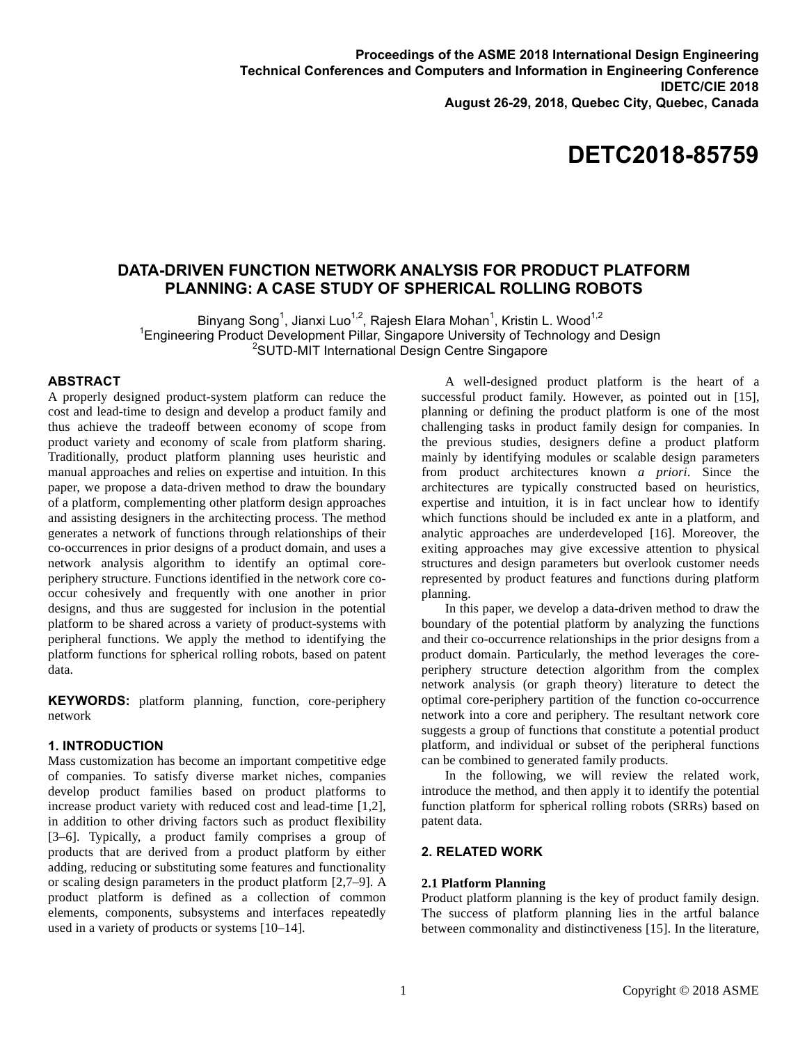Proceedings of the ASME 2018 International Design Engineering Technical Conferences and Computers and Information in Engineering Conference
IDETC/CIE 2018
August 26-29, 2018, Quebec City, Quebec, Canada

# DETC2018-85759

# DATA-DRIVEN FUNCTION NETWORK ANALYSIS FOR PRODUCT PLATFORM PLANNING: A CASE STUDY OF SPHERICAL ROLLING ROBOTS

Binyang Song[1], Jianxi Luo[1,2], Rajesh Elara Mohan[1], Kristin L. Wood[1,2]
[1]Engineering Product Development Pillar, Singapore University of Technology and Design
[2]SUTD-MIT International Design Centre Singapore

## ABSTRACT

A properly designed product-system platform can reduce the cost and lead-time to design and develop a product family and thus achieve the tradeoff between economy of scope from product variety and economy of scale from platform sharing. Traditionally, product platform planning uses heuristic and manual approaches and relies on expertise and intuition. In this paper, we propose a data-driven method to draw the boundary of a platform, complementing other platform design approaches and assisting designers in the architecting process. The method generates a network of functions through relationships of their co-occurrences in prior designs of a product domain, and uses a network analysis algorithm to identify an optimal core-periphery structure. Functions identified in the network core co-occur cohesively and frequently with one another in prior designs, and thus are suggested for inclusion in the potential platform to be shared across a variety of product-systems with peripheral functions. We apply the method to identifying the platform functions for spherical rolling robots, based on patent data.

**KEYWORDS:** platform planning, function, core-periphery network

## 1. INTRODUCTION

Mass customization has become an important competitive edge of companies. To satisfy diverse market niches, companies develop product families based on product platforms to increase product variety with reduced cost and lead-time [1,2], in addition to other driving factors such as product flexibility [3–6]. Typically, a product family comprises a group of products that are derived from a product platform by either adding, reducing or substituting some features and functionality or scaling design parameters in the product platform [2,7–9]. A product platform is defined as a collection of common elements, components, subsystems and interfaces repeatedly used in a variety of products or systems [10–14].

A well-designed product platform is the heart of a successful product family. However, as pointed out in [15], planning or defining the product platform is one of the most challenging tasks in product family design for companies. In the previous studies, designers define a product platform mainly by identifying modules or scalable design parameters from product architectures known *a priori*. Since the architectures are typically constructed based on heuristics, expertise and intuition, it is in fact unclear how to identify which functions should be included ex ante in a platform, and analytic approaches are underdeveloped [16]. Moreover, the exiting approaches may give excessive attention to physical structures and design parameters but overlook customer needs represented by product features and functions during platform planning.

In this paper, we develop a data-driven method to draw the boundary of the potential platform by analyzing the functions and their co-occurrence relationships in the prior designs from a product domain. Particularly, the method leverages the core-periphery structure detection algorithm from the complex network analysis (or graph theory) literature to detect the optimal core-periphery partition of the function co-occurrence network into a core and periphery. The resultant network core suggests a group of functions that constitute a potential product platform, and individual or subset of the peripheral functions can be combined to generated family products.

In the following, we will review the related work, introduce the method, and then apply it to identify the potential function platform for spherical rolling robots (SRRs) based on patent data.

## 2. RELATED WORK

### 2.1 Platform Planning

Product platform planning is the key of product family design. The success of platform planning lies in the artful balance between commonality and distinctiveness [15]. In the literature,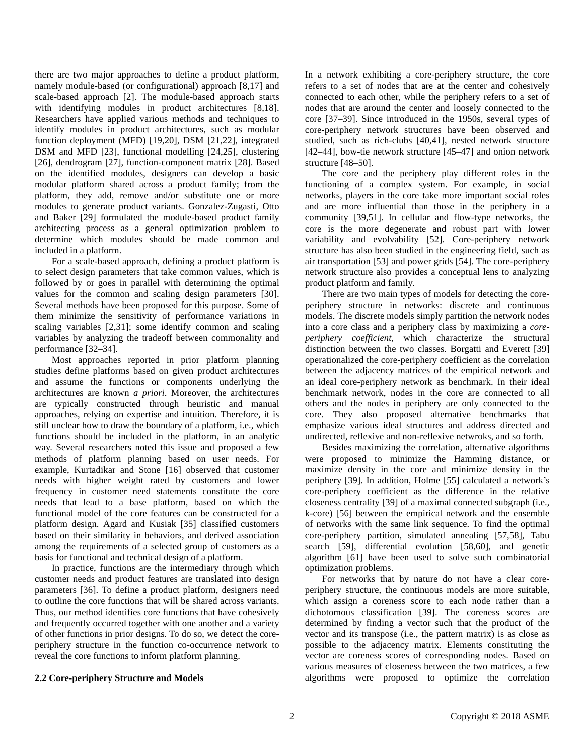there are two major approaches to define a product platform, namely module-based (or configurational) approach [8,17] and scale-based approach [2]. The module-based approach starts with identifying modules in product architectures [8,18]. Researchers have applied various methods and techniques to identify modules in product architectures, such as modular function deployment (MFD) [19,20], DSM [21,22], integrated DSM and MFD [23], functional modelling [24,25], clustering [26], dendrogram [27], function-component matrix [28]. Based on the identified modules, designers can develop a basic modular platform shared across a product family; from the platform, they add, remove and/or substitute one or more modules to generate product variants. Gonzalez-Zugasti, Otto and Baker [29] formulated the module-based product family architecting process as a general optimization problem to determine which modules should be made common and included in a platform.

For a scale-based approach, defining a product platform is to select design parameters that take common values, which is followed by or goes in parallel with determining the optimal values for the common and scaling design parameters [30]. Several methods have been proposed for this purpose. Some of them minimize the sensitivity of performance variations in scaling variables [2,31]; some identify common and scaling variables by analyzing the tradeoff between commonality and performance [32–34].

Most approaches reported in prior platform planning studies define platforms based on given product architectures and assume the functions or components underlying the architectures are known *a priori*. Moreover, the architectures are typically constructed through heuristic and manual approaches, relying on expertise and intuition. Therefore, it is still unclear how to draw the boundary of a platform, i.e., which functions should be included in the platform, in an analytic way. Several researchers noted this issue and proposed a few methods of platform planning based on user needs. For example, Kurtadikar and Stone [16] observed that customer needs with higher weight rated by customers and lower frequency in customer need statements constitute the core needs that lead to a base platform, based on which the functional model of the core features can be constructed for a platform design. Agard and Kusiak [35] classified customers based on their similarity in behaviors, and derived association among the requirements of a selected group of customers as a basis for functional and technical design of a platform.

In practice, functions are the intermediary through which customer needs and product features are translated into design parameters [36]. To define a product platform, designers need to outline the core functions that will be shared across variants. Thus, our method identifies core functions that have cohesively and frequently occurred together with one another and a variety of other functions in prior designs. To do so, we detect the core-periphery structure in the function co-occurrence network to reveal the core functions to inform platform planning.

## 2.2 Core-periphery Structure and Models

In a network exhibiting a core-periphery structure, the core refers to a set of nodes that are at the center and cohesively connected to each other, while the periphery refers to a set of nodes that are around the center and loosely connected to the core [37–39]. Since introduced in the 1950s, several types of core-periphery network structures have been observed and studied, such as rich-clubs [40,41], nested network structure [42–44], bow-tie network structure [45–47] and onion network structure [48–50].

The core and the periphery play different roles in the functioning of a complex system. For example, in social networks, players in the core take more important social roles and are more influential than those in the periphery in a community [39,51]. In cellular and flow-type networks, the core is the more degenerate and robust part with lower variability and evolvability [52]. Core-periphery network structure has also been studied in the engineering field, such as air transportation [53] and power grids [54]. The core-periphery network structure also provides a conceptual lens to analyzing product platform and family.

There are two main types of models for detecting the core-periphery structure in networks: discrete and continuous models. The discrete models simply partition the network nodes into a core class and a periphery class by maximizing a *core-periphery coefficient*, which characterize the structural distinction between the two classes. Borgatti and Everett [39] operationalized the core-periphery coefficient as the correlation between the adjacency matrices of the empirical network and an ideal core-periphery network as benchmark. In their ideal benchmark network, nodes in the core are connected to all others and the nodes in periphery are only connected to the core. They also proposed alternative benchmarks that emphasize various ideal structures and address directed and undirected, reflexive and non-reflexive netwroks, and so forth.

Besides maximizing the correlation, alternative algorithms were proposed to minimize the Hamming distance, or maximize density in the core and minimize density in the periphery [39]. In addition, Holme [55] calculated a network's core-periphery coefficient as the difference in the relative closeness centrality [39] of a maximal connected subgraph (i.e., k-core) [56] between the empirical network and the ensemble of networks with the same link sequence. To find the optimal core-periphery partition, simulated annealing [57,58], Tabu search [59], differential evolution [58,60], and genetic algorithm [61] have been used to solve such combinatorial optimization problems.

For networks that by nature do not have a clear core-periphery structure, the continuous models are more suitable, which assign a coreness score to each node rather than a dichotomous classification [39]. The coreness scores are determined by finding a vector such that the product of the vector and its transpose (i.e., the pattern matrix) is as close as possible to the adjacency matrix. Elements constituting the vector are coreness scores of corresponding nodes. Based on various measures of closeness between the two matrices, a few algorithms were proposed to optimize the correlation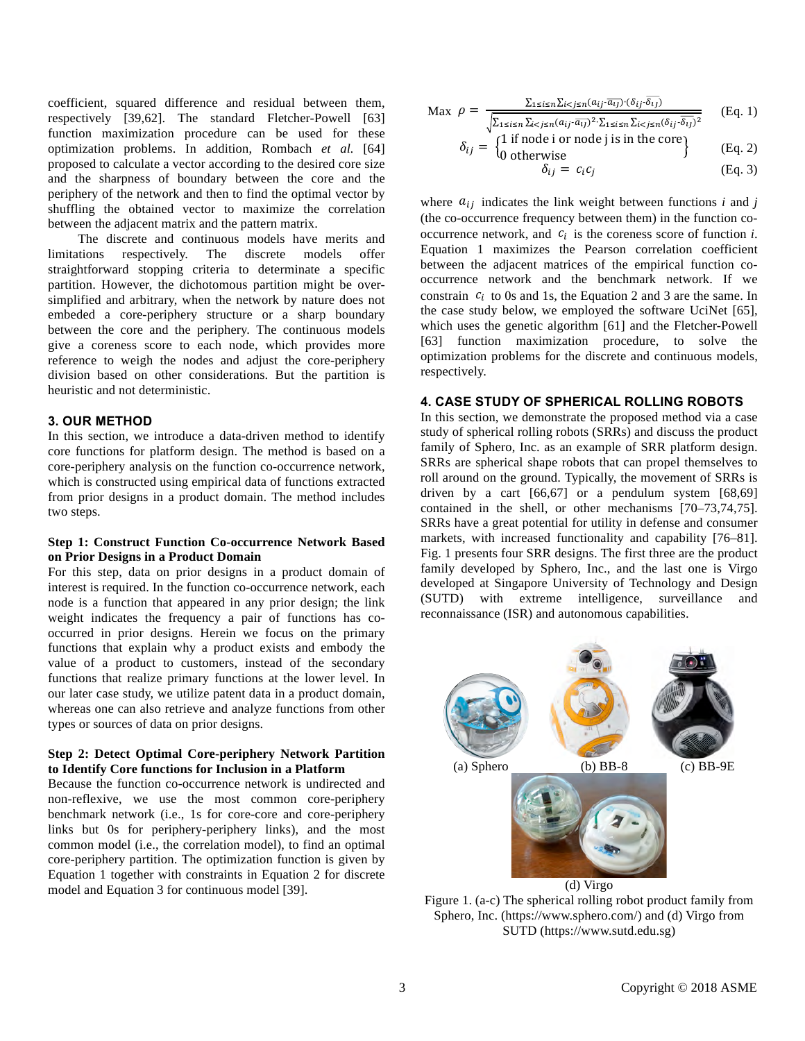coefficient, squared difference and residual between them, respectively [39,62]. The standard Fletcher-Powell [63] function maximization procedure can be used for these optimization problems. In addition, Rombach *et al.* [64] proposed to calculate a vector according to the desired core size and the sharpness of boundary between the core and the periphery of the network and then to find the optimal vector by shuffling the obtained vector to maximize the correlation between the adjacent matrix and the pattern matrix.

The discrete and continuous models have merits and limitations respectively. The discrete models offer straightforward stopping criteria to determinate a specific partition. However, the dichotomous partition might be over-simplified and arbitrary, when the network by nature does not embeded a core-periphery structure or a sharp boundary between the core and the periphery. The continuous models give a coreness score to each node, which provides more reference to weigh the nodes and adjust the core-periphery division based on other considerations. But the partition is heuristic and not deterministic.

## 3. OUR METHOD

In this section, we introduce a data-driven method to identify core functions for platform design. The method is based on a core-periphery analysis on the function co-occurrence network, which is constructed using empirical data of functions extracted from prior designs in a product domain. The method includes two steps.

**Step 1: Construct Function Co-occurrence Network Based on Prior Designs in a Product Domain**

For this step, data on prior designs in a product domain of interest is required. In the function co-occurrence network, each node is a function that appeared in any prior design; the link weight indicates the frequency a pair of functions has co-occurred in prior designs. Herein we focus on the primary functions that explain why a product exists and embody the value of a product to customers, instead of the secondary functions that realize primary functions at the lower level. In our later case study, we utilize patent data in a product domain, whereas one can also retrieve and analyze functions from other types or sources of data on prior designs.

**Step 2: Detect Optimal Core-periphery Network Partition to Identify Core functions for Inclusion in a Platform**

Because the function co-occurrence network is undirected and non-reflexive, we use the most common core-periphery benchmark network (i.e., 1s for core-core and core-periphery links but 0s for periphery-periphery links), and the most common model (i.e., the correlation model), to find an optimal core-periphery partition. The optimization function is given by Equation 1 together with constraints in Equation 2 for discrete model and Equation 3 for continuous model [39].

$$\text{Max } \rho = \frac{\sum_{1\le i\le n}\sum_{i<j\le n}(a_{ij}-\overline{a_{ij}})\cdot(\delta_{ij}-\overline{\delta_{ij}})}{\sqrt{\sum_{1\le i\le n}\sum_{i<j\le n}(a_{ij}-\overline{a_{ij}})^2\cdot\sum_{1\le i\le n}\sum_{i<j\le n}(\delta_{ij}-\overline{\delta_{ij}})^2}} \quad \text{(Eq. 1)}$$

$$\delta_{ij} = \begin{Bmatrix} 1 \text{ if node i or node j is in the core} \\ 0 \text{ otherwise} \end{Bmatrix} \quad \text{(Eq. 2)}$$

$$\delta_{ij} = c_i c_j \quad \text{(Eq. 3)}$$

where $a_{ij}$ indicates the link weight between functions *i* and *j* (the co-occurrence frequency between them) in the function co-occurrence network, and $c_i$ is the coreness score of function *i*. Equation 1 maximizes the Pearson correlation coefficient between the adjacent matrices of the empirical function co-occurrence network and the benchmark network. If we constrain $c_i$ to 0s and 1s, the Equation 2 and 3 are the same. In the case study below, we employed the software UciNet [65], which uses the genetic algorithm [61] and the Fletcher-Powell [63] function maximization procedure, to solve the optimization problems for the discrete and continuous models, respectively.

## 4. CASE STUDY OF SPHERICAL ROLLING ROBOTS

In this section, we demonstrate the proposed method via a case study of spherical rolling robots (SRRs) and discuss the product family of Sphero, Inc. as an example of SRR platform design. SRRs are spherical shape robots that can propel themselves to roll around on the ground. Typically, the movement of SRRs is driven by a cart [66,67] or a pendulum system [68,69] contained in the shell, or other mechanisms [70–73,74,75]. SRRs have a great potential for utility in defense and consumer markets, with increased functionality and capability [76–81]. Fig. 1 presents four SRR designs. The first three are the product family developed by Sphero, Inc., and the last one is Virgo developed at Singapore University of Technology and Design (SUTD) with extreme intelligence, surveillance and reconnaissance (ISR) and autonomous capabilities.

(a) Sphero (b) BB-8 (c) BB-9E

(d) Virgo

Figure 1. (a-c) The spherical rolling robot product family from Sphero, Inc. (https://www.sphero.com/) and (d) Virgo from SUTD (https://www.sutd.edu.sg)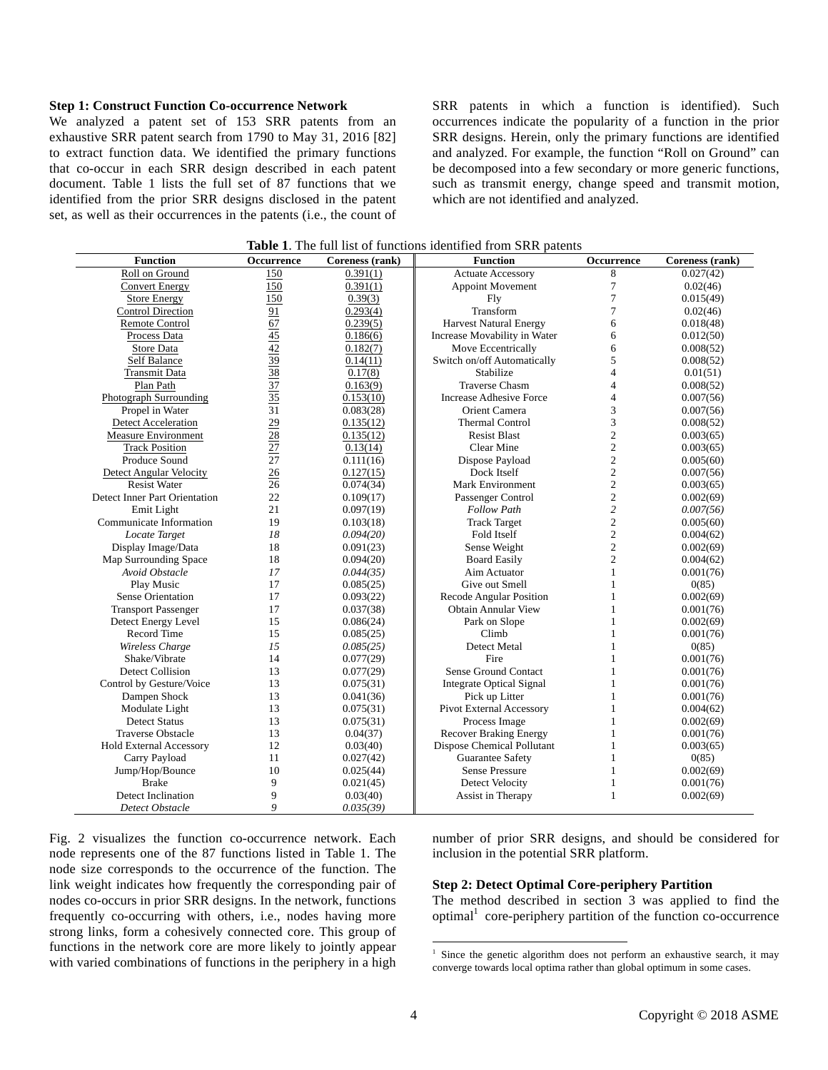**Step 1: Construct Function Co-occurrence Network**

We analyzed a patent set of 153 SRR patents from an exhaustive SRR patent search from 1790 to May 31, 2016 [82] to extract function data. We identified the primary functions that co-occur in each SRR design described in each patent document. Table 1 lists the full set of 87 functions that we identified from the prior SRR designs disclosed in the patent set, as well as their occurrences in the patents (i.e., the count of SRR patents in which a function is identified). Such occurrences indicate the popularity of a function in the prior SRR designs. Herein, only the primary functions are identified and analyzed. For example, the function "Roll on Ground" can be decomposed into a few secondary or more generic functions, such as transmit energy, change speed and transmit motion, which are not identified and analyzed.

**Table 1**. The full list of functions identified from SRR patents

| Function | Occurrence | Coreness (rank) | Function | Occurrence | Coreness (rank) |
|---|---|---|---|---|---|
| Roll on Ground | 150 | 0.391(1) | Actuate Accessory | 8 | 0.027(42) |
| Convert Energy | 150 | 0.391(1) | Appoint Movement | 7 | 0.02(46) |
| Store Energy | 150 | 0.39(3) | Fly | 7 | 0.015(49) |
| Control Direction | 91 | 0.293(4) | Transform | 7 | 0.02(46) |
| Remote Control | 67 | 0.239(5) | Harvest Natural Energy | 6 | 0.018(48) |
| Process Data | 45 | 0.186(6) | Increase Movability in Water | 6 | 0.012(50) |
| Store Data | 42 | 0.182(7) | Move Eccentrically | 6 | 0.008(52) |
| Self Balance | 39 | 0.14(11) | Switch on/off Automatically | 5 | 0.008(52) |
| Transmit Data | 38 | 0.17(8) | Stabilize | 4 | 0.01(51) |
| Plan Path | 37 | 0.163(9) | Traverse Chasm | 4 | 0.008(52) |
| Photograph Surrounding | 35 | 0.153(10) | Increase Adhesive Force | 4 | 0.007(56) |
| Propel in Water | 31 | 0.083(28) | Orient Camera | 3 | 0.007(56) |
| Detect Acceleration | 29 | 0.135(12) | Thermal Control | 3 | 0.008(52) |
| Measure Environment | 28 | 0.135(12) | Resist Blast | 2 | 0.003(65) |
| Track Position | 27 | 0.13(14) | Clear Mine | 2 | 0.003(65) |
| Produce Sound | 27 | 0.111(16) | Dispose Payload | 2 | 0.005(60) |
| Detect Angular Velocity | 26 | 0.127(15) | Dock Itself | 2 | 0.007(56) |
| Resist Water | 26 | 0.074(34) | Mark Environment | 2 | 0.003(65) |
| Detect Inner Part Orientation | 22 | 0.109(17) | Passenger Control | 2 | 0.002(69) |
| Emit Light | 21 | 0.097(19) | *Follow Path* | *2* | *0.007(56)* |
| Communicate Information | 19 | 0.103(18) | Track Target | 2 | 0.005(60) |
| *Locate Target* | *18* | *0.094(20)* | Fold Itself | 2 | 0.004(62) |
| Display Image/Data | 18 | 0.091(23) | Sense Weight | 2 | 0.002(69) |
| Map Surrounding Space | 18 | 0.094(20) | Board Easily | 2 | 0.004(62) |
| *Avoid Obstacle* | *17* | *0.044(35)* | Aim Actuator | 1 | 0.001(76) |
| Play Music | 17 | 0.085(25) | Give out Smell | 1 | 0(85) |
| Sense Orientation | 17 | 0.093(22) | Recode Angular Position | 1 | 0.002(69) |
| Transport Passenger | 17 | 0.037(38) | Obtain Annular View | 1 | 0.001(76) |
| Detect Energy Level | 15 | 0.086(24) | Park on Slope | 1 | 0.002(69) |
| Record Time | 15 | 0.085(25) | Climb | 1 | 0.001(76) |
| *Wireless Charge* | *15* | *0.085(25)* | Detect Metal | 1 | 0(85) |
| Shake/Vibrate | 14 | 0.077(29) | Fire | 1 | 0.001(76) |
| Detect Collision | 13 | 0.077(29) | Sense Ground Contact | 1 | 0.001(76) |
| Control by Gesture/Voice | 13 | 0.075(31) | Integrate Optical Signal | 1 | 0.001(76) |
| Dampen Shock | 13 | 0.041(36) | Pick up Litter | 1 | 0.001(76) |
| Modulate Light | 13 | 0.075(31) | Pivot External Accessory | 1 | 0.004(62) |
| Detect Status | 13 | 0.075(31) | Process Image | 1 | 0.002(69) |
| Traverse Obstacle | 13 | 0.04(37) | Recover Braking Energy | 1 | 0.001(76) |
| Hold External Accessory | 12 | 0.03(40) | Dispose Chemical Pollutant | 1 | 0.003(65) |
| Carry Payload | 11 | 0.027(42) | Guarantee Safety | 1 | 0(85) |
| Jump/Hop/Bounce | 10 | 0.025(44) | Sense Pressure | 1 | 0.002(69) |
| Brake | 9 | 0.021(45) | Detect Velocity | 1 | 0.001(76) |
| Detect Inclination | 9 | 0.03(40) | Assist in Therapy | 1 | 0.002(69) |
| *Detect Obstacle* | *9* | *0.035(39)* | | | |

Fig. 2 visualizes the function co-occurrence network. Each node represents one of the 87 functions listed in Table 1. The node size corresponds to the occurrence of the function. The link weight indicates how frequently the corresponding pair of nodes co-occurs in prior SRR designs. In the network, functions frequently co-occurring with others, i.e., nodes having more strong links, form a cohesively connected core. This group of functions in the network core are more likely to jointly appear with varied combinations of functions in the periphery in a high number of prior SRR designs, and should be considered for inclusion in the potential SRR platform.

**Step 2: Detect Optimal Core-periphery Partition**

The method described in section 3 was applied to find the optimal[1] core-periphery partition of the function co-occurrence

[1] Since the genetic algorithm does not perform an exhaustive search, it may converge towards local optima rather than global optimum in some cases.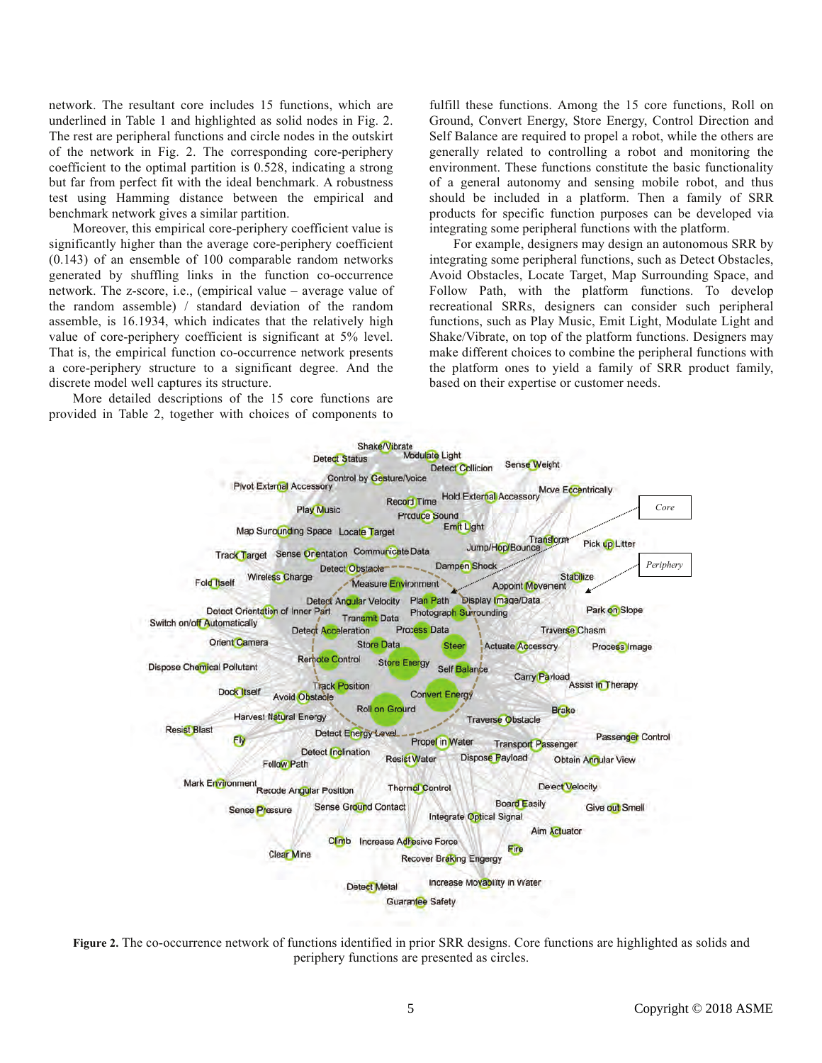network. The resultant core includes 15 functions, which are underlined in Table 1 and highlighted as solid nodes in Fig. 2. The rest are peripheral functions and circle nodes in the outskirt of the network in Fig. 2. The corresponding core-periphery coefficient to the optimal partition is 0.528, indicating a strong but far from perfect fit with the ideal benchmark. A robustness test using Hamming distance between the empirical and benchmark network gives a similar partition.

Moreover, this empirical core-periphery coefficient value is significantly higher than the average core-periphery coefficient (0.143) of an ensemble of 100 comparable random networks generated by shuffling links in the function co-occurrence network. The z-score, i.e., (empirical value – average value of the random assemble) / standard deviation of the random assemble, is 16.1934, which indicates that the relatively high value of core-periphery coefficient is significant at 5% level. That is, the empirical function co-occurrence network presents a core-periphery structure to a significant degree. And the discrete model well captures its structure.

More detailed descriptions of the 15 core functions are provided in Table 2, together with choices of components to fulfill these functions. Among the 15 core functions, Roll on Ground, Convert Energy, Store Energy, Control Direction and Self Balance are required to propel a robot, while the others are generally related to controlling a robot and monitoring the environment. These functions constitute the basic functionality of a general autonomy and sensing mobile robot, and thus should be included in a platform. Then a family of SRR products for specific function purposes can be developed via integrating some peripheral functions with the platform.

For example, designers may design an autonomous SRR by integrating some peripheral functions, such as Detect Obstacles, Avoid Obstacles, Locate Target, Map Surrounding Space, and Follow Path, with the platform functions. To develop recreational SRRs, designers can consider such peripheral functions, such as Play Music, Emit Light, Modulate Light and Shake/Vibrate, on top of the platform functions. Designers may make different choices to combine the peripheral functions with the platform ones to yield a family of SRR product family, based on their expertise or customer needs.

**Figure 2.** The co-occurrence network of functions identified in prior SRR designs. Core functions are highlighted as solids and periphery functions are presented as circles.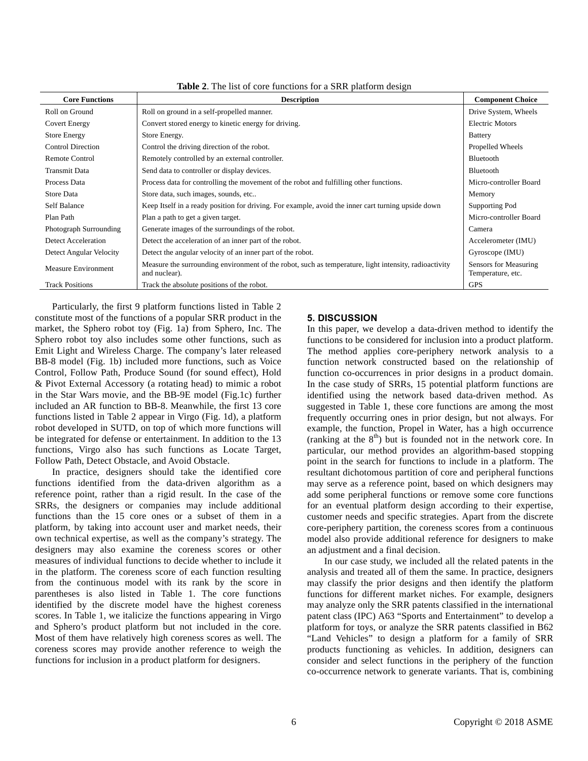**Table 2**. The list of core functions for a SRR platform design

| Core Functions | Description | Component Choice |
|---|---|---|
| Roll on Ground | Roll on ground in a self-propelled manner. | Drive System, Wheels |
| Covert Energy | Convert stored energy to kinetic energy for driving. | Electric Motors |
| Store Energy | Store Energy. | Battery |
| Control Direction | Control the driving direction of the robot. | Propelled Wheels |
| Remote Control | Remotely controlled by an external controller. | Bluetooth |
| Transmit Data | Send data to controller or display devices. | Bluetooth |
| Process Data | Process data for controlling the movement of the robot and fulfilling other functions. | Micro-controller Board |
| Store Data | Store data, such images, sounds, etc.. | Memory |
| Self Balance | Keep Itself in a ready position for driving. For example, avoid the inner cart turning upside down | Supporting Pod |
| Plan Path | Plan a path to get a given target. | Micro-controller Board |
| Photograph Surrounding | Generate images of the surroundings of the robot. | Camera |
| Detect Acceleration | Detect the acceleration of an inner part of the robot. | Accelerometer (IMU) |
| Detect Angular Velocity | Detect the angular velocity of an inner part of the robot. | Gyroscope (IMU) |
| Measure Environment | Measure the surrounding environment of the robot, such as temperature, light intensity, radioactivity and nuclear). | Sensors for Measuring Temperature, etc. |
| Track Positions | Track the absolute positions of the robot. | GPS |

Particularly, the first 9 platform functions listed in Table 2 constitute most of the functions of a popular SRR product in the market, the Sphero robot toy (Fig. 1a) from Sphero, Inc. The Sphero robot toy also includes some other functions, such as Emit Light and Wireless Charge. The company's later released BB-8 model (Fig. 1b) included more functions, such as Voice Control, Follow Path, Produce Sound (for sound effect), Hold & Pivot External Accessory (a rotating head) to mimic a robot in the Star Wars movie, and the BB-9E model (Fig.1c) further included an AR function to BB-8. Meanwhile, the first 13 core functions listed in Table 2 appear in Virgo (Fig. 1d), a platform robot developed in SUTD, on top of which more functions will be integrated for defense or entertainment. In addition to the 13 functions, Virgo also has such functions as Locate Target, Follow Path, Detect Obstacle, and Avoid Obstacle.

In practice, designers should take the identified core functions identified from the data-driven algorithm as a reference point, rather than a rigid result. In the case of the SRRs, the designers or companies may include additional functions than the 15 core ones or a subset of them in a platform, by taking into account user and market needs, their own technical expertise, as well as the company's strategy. The designers may also examine the coreness scores or other measures of individual functions to decide whether to include it in the platform. The coreness score of each function resulting from the continuous model with its rank by the score in parentheses is also listed in Table 1. The core functions identified by the discrete model have the highest coreness scores. In Table 1, we italicize the functions appearing in Virgo and Sphero's product platform but not included in the core. Most of them have relatively high coreness scores as well. The coreness scores may provide another reference to weigh the functions for inclusion in a product platform for designers.

## 5. DISCUSSION

In this paper, we develop a data-driven method to identify the functions to be considered for inclusion into a product platform. The method applies core-periphery network analysis to a function network constructed based on the relationship of function co-occurrences in prior designs in a product domain. In the case study of SRRs, 15 potential platform functions are identified using the network based data-driven method. As suggested in Table 1, these core functions are among the most frequently occurring ones in prior design, but not always. For example, the function, Propel in Water, has a high occurrence (ranking at the 8th) but is founded not in the network core. In particular, our method provides an algorithm-based stopping point in the search for functions to include in a platform. The resultant dichotomous partition of core and peripheral functions may serve as a reference point, based on which designers may add some peripheral functions or remove some core functions for an eventual platform design according to their expertise, customer needs and specific strategies. Apart from the discrete core-periphery partition, the coreness scores from a continuous model also provide additional reference for designers to make an adjustment and a final decision.

In our case study, we included all the related patents in the analysis and treated all of them the same. In practice, designers may classify the prior designs and then identify the platform functions for different market niches. For example, designers may analyze only the SRR patents classified in the international patent class (IPC) A63 "Sports and Entertainment" to develop a platform for toys, or analyze the SRR patents classified in B62 "Land Vehicles" to design a platform for a family of SRR products functioning as vehicles. In addition, designers can consider and select functions in the periphery of the function co-occurrence network to generate variants. That is, combining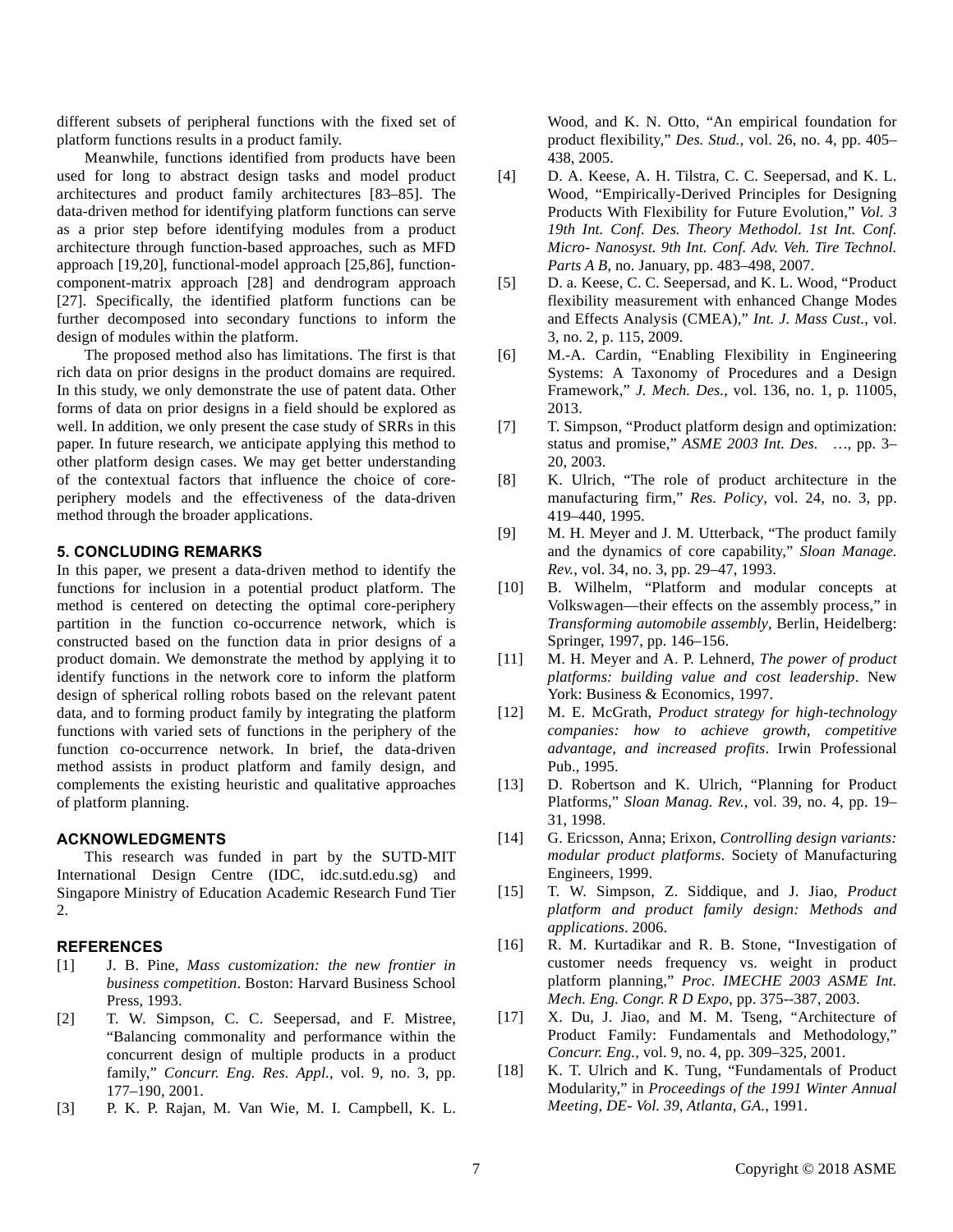different subsets of peripheral functions with the fixed set of platform functions results in a product family.

Meanwhile, functions identified from products have been used for long to abstract design tasks and model product architectures and product family architectures [83–85]. The data-driven method for identifying platform functions can serve as a prior step before identifying modules from a product architecture through function-based approaches, such as MFD approach [19,20], functional-model approach [25,86], function-component-matrix approach [28] and dendrogram approach [27]. Specifically, the identified platform functions can be further decomposed into secondary functions to inform the design of modules within the platform.

The proposed method also has limitations. The first is that rich data on prior designs in the product domains are required. In this study, we only demonstrate the use of patent data. Other forms of data on prior designs in a field should be explored as well. In addition, we only present the case study of SRRs in this paper. In future research, we anticipate applying this method to other platform design cases. We may get better understanding of the contextual factors that influence the choice of core-periphery models and the effectiveness of the data-driven method through the broader applications.

## 5. CONCLUDING REMARKS

In this paper, we present a data-driven method to identify the functions for inclusion in a potential product platform. The method is centered on detecting the optimal core-periphery partition in the function co-occurrence network, which is constructed based on the function data in prior designs of a product domain. We demonstrate the method by applying it to identify functions in the network core to inform the platform design of spherical rolling robots based on the relevant patent data, and to forming product family by integrating the platform functions with varied sets of functions in the periphery of the function co-occurrence network. In brief, the data-driven method assists in product platform and family design, and complements the existing heuristic and qualitative approaches of platform planning.

## ACKNOWLEDGMENTS

This research was funded in part by the SUTD-MIT International Design Centre (IDC, idc.sutd.edu.sg) and Singapore Ministry of Education Academic Research Fund Tier 2.

## REFERENCES

[1] J. B. Pine, *Mass customization: the new frontier in business competition*. Boston: Harvard Business School Press, 1993.

[2] T. W. Simpson, C. C. Seepersad, and F. Mistree, "Balancing commonality and performance within the concurrent design of multiple products in a product family," *Concurr. Eng. Res. Appl.*, vol. 9, no. 3, pp. 177–190, 2001.

[3] P. K. P. Rajan, M. Van Wie, M. I. Campbell, K. L. Wood, and K. N. Otto, "An empirical foundation for product flexibility," *Des. Stud.*, vol. 26, no. 4, pp. 405–438, 2005.

[4] D. A. Keese, A. H. Tilstra, C. C. Seepersad, and K. L. Wood, "Empirically-Derived Principles for Designing Products With Flexibility for Future Evolution," *Vol. 3 19th Int. Conf. Des. Theory Methodol. 1st Int. Conf. Micro- Nanosyst. 9th Int. Conf. Adv. Veh. Tire Technol. Parts A B*, no. January, pp. 483–498, 2007.

[5] D. a. Keese, C. C. Seepersad, and K. L. Wood, "Product flexibility measurement with enhanced Change Modes and Effects Analysis (CMEA)," *Int. J. Mass Cust.*, vol. 3, no. 2, p. 115, 2009.

[6] M.-A. Cardin, "Enabling Flexibility in Engineering Systems: A Taxonomy of Procedures and a Design Framework," *J. Mech. Des.*, vol. 136, no. 1, p. 11005, 2013.

[7] T. Simpson, "Product platform design and optimization: status and promise," *ASME 2003 Int. Des. …*, pp. 3–20, 2003.

[8] K. Ulrich, "The role of product architecture in the manufacturing firm," *Res. Policy*, vol. 24, no. 3, pp. 419–440, 1995.

[9] M. H. Meyer and J. M. Utterback, "The product family and the dynamics of core capability," *Sloan Manage. Rev.*, vol. 34, no. 3, pp. 29–47, 1993.

[10] B. Wilhelm, "Platform and modular concepts at Volkswagen—their effects on the assembly process," in *Transforming automobile assembly*, Berlin, Heidelberg: Springer, 1997, pp. 146–156.

[11] M. H. Meyer and A. P. Lehnerd, *The power of product platforms: building value and cost leadership*. New York: Business & Economics, 1997.

[12] M. E. McGrath, *Product strategy for high-technology companies: how to achieve growth, competitive advantage, and increased profits*. Irwin Professional Pub., 1995.

[13] D. Robertson and K. Ulrich, "Planning for Product Platforms," *Sloan Manag. Rev.*, vol. 39, no. 4, pp. 19–31, 1998.

[14] G. Ericsson, Anna; Erixon, *Controlling design variants: modular product platforms*. Society of Manufacturing Engineers, 1999.

[15] T. W. Simpson, Z. Siddique, and J. Jiao, *Product platform and product family design: Methods and applications*. 2006.

[16] R. M. Kurtadikar and R. B. Stone, "Investigation of customer needs frequency vs. weight in product platform planning," *Proc. IMECHE 2003 ASME Int. Mech. Eng. Congr. R D Expo*, pp. 375--387, 2003.

[17] X. Du, J. Jiao, and M. M. Tseng, "Architecture of Product Family: Fundamentals and Methodology," *Concurr. Eng.*, vol. 9, no. 4, pp. 309–325, 2001.

[18] K. T. Ulrich and K. Tung, "Fundamentals of Product Modularity," in *Proceedings of the 1991 Winter Annual Meeting, DE- Vol. 39, Atlanta, GA.*, 1991.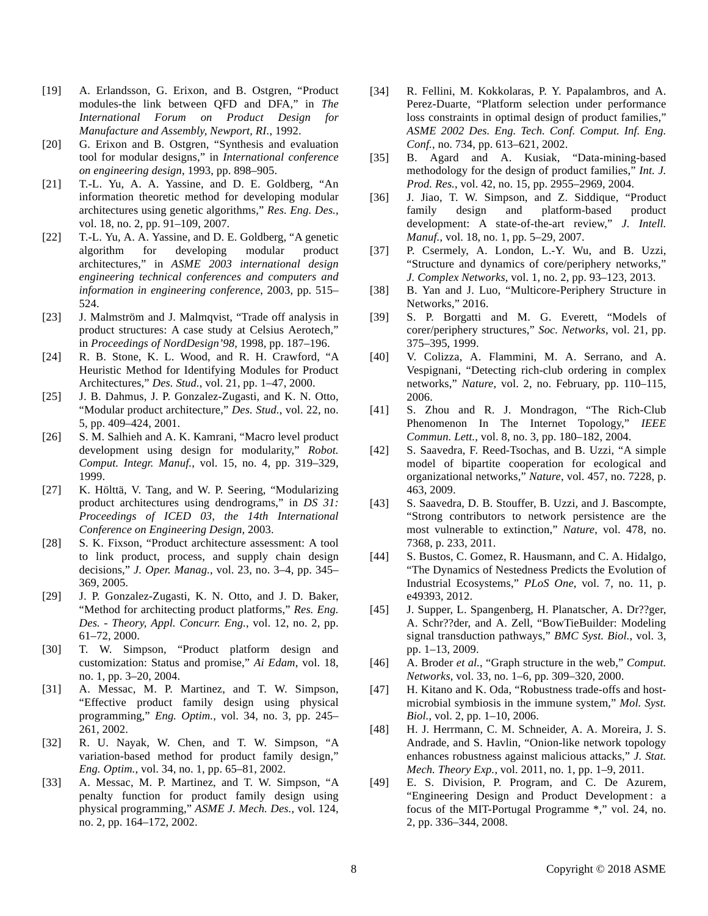[19] A. Erlandsson, G. Erixon, and B. Ostgren, "Product modules-the link between QFD and DFA," in *The International Forum on Product Design for Manufacture and Assembly, Newport, RI.*, 1992.

[20] G. Erixon and B. Ostgren, "Synthesis and evaluation tool for modular designs," in *International conference on engineering design*, 1993, pp. 898–905.

[21] T.-L. Yu, A. A. Yassine, and D. E. Goldberg, "An information theoretic method for developing modular architectures using genetic algorithms," *Res. Eng. Des.*, vol. 18, no. 2, pp. 91–109, 2007.

[22] T.-L. Yu, A. A. Yassine, and D. E. Goldberg, "A genetic algorithm for developing modular product architectures," in *ASME 2003 international design engineering technical conferences and computers and information in engineering conference*, 2003, pp. 515–524.

[23] J. Malmström and J. Malmqvist, "Trade off analysis in product structures: A case study at Celsius Aerotech," in *Proceedings of NordDesign'98*, 1998, pp. 187–196.

[24] R. B. Stone, K. L. Wood, and R. H. Crawford, "A Heuristic Method for Identifying Modules for Product Architectures," *Des. Stud.*, vol. 21, pp. 1–47, 2000.

[25] J. B. Dahmus, J. P. Gonzalez-Zugasti, and K. N. Otto, "Modular product architecture," *Des. Stud.*, vol. 22, no. 5, pp. 409–424, 2001.

[26] S. M. Salhieh and A. K. Kamrani, "Macro level product development using design for modularity," *Robot. Comput. Integr. Manuf.*, vol. 15, no. 4, pp. 319–329, 1999.

[27] K. Hölttä, V. Tang, and W. P. Seering, "Modularizing product architectures using dendrograms," in *DS 31: Proceedings of ICED 03, the 14th International Conference on Engineering Design*, 2003.

[28] S. K. Fixson, "Product architecture assessment: A tool to link product, process, and supply chain design decisions," *J. Oper. Manag.*, vol. 23, no. 3–4, pp. 345–369, 2005.

[29] J. P. Gonzalez-Zugasti, K. N. Otto, and J. D. Baker, "Method for architecting product platforms," *Res. Eng. Des. - Theory, Appl. Concurr. Eng.*, vol. 12, no. 2, pp. 61–72, 2000.

[30] T. W. Simpson, "Product platform design and customization: Status and promise," *Ai Edam*, vol. 18, no. 1, pp. 3–20, 2004.

[31] A. Messac, M. P. Martinez, and T. W. Simpson, "Effective product family design using physical programming," *Eng. Optim.*, vol. 34, no. 3, pp. 245–261, 2002.

[32] R. U. Nayak, W. Chen, and T. W. Simpson, "A variation-based method for product family design," *Eng. Optim.*, vol. 34, no. 1, pp. 65–81, 2002.

[33] A. Messac, M. P. Martinez, and T. W. Simpson, "A penalty function for product family design using physical programming," *ASME J. Mech. Des.*, vol. 124, no. 2, pp. 164–172, 2002.

[34] R. Fellini, M. Kokkolaras, P. Y. Papalambros, and A. Perez-Duarte, "Platform selection under performance loss constraints in optimal design of product families," *ASME 2002 Des. Eng. Tech. Conf. Comput. Inf. Eng. Conf.*, no. 734, pp. 613–621, 2002.

[35] B. Agard and A. Kusiak, "Data-mining-based methodology for the design of product families," *Int. J. Prod. Res.*, vol. 42, no. 15, pp. 2955–2969, 2004.

[36] J. Jiao, T. W. Simpson, and Z. Siddique, "Product family design and platform-based product development: A state-of-the-art review," *J. Intell. Manuf.*, vol. 18, no. 1, pp. 5–29, 2007.

[37] P. Csermely, A. London, L.-Y. Wu, and B. Uzzi, "Structure and dynamics of core/periphery networks," *J. Complex Networks*, vol. 1, no. 2, pp. 93–123, 2013.

[38] B. Yan and J. Luo, "Multicore-Periphery Structure in Networks," 2016.

[39] S. P. Borgatti and M. G. Everett, "Models of corer/periphery structures," *Soc. Networks*, vol. 21, pp. 375–395, 1999.

[40] V. Colizza, A. Flammini, M. A. Serrano, and A. Vespignani, "Detecting rich-club ordering in complex networks," *Nature*, vol. 2, no. February, pp. 110–115, 2006.

[41] S. Zhou and R. J. Mondragon, "The Rich-Club Phenomenon In The Internet Topology," *IEEE Commun. Lett.*, vol. 8, no. 3, pp. 180–182, 2004.

[42] S. Saavedra, F. Reed-Tsochas, and B. Uzzi, "A simple model of bipartite cooperation for ecological and organizational networks," *Nature*, vol. 457, no. 7228, p. 463, 2009.

[43] S. Saavedra, D. B. Stouffer, B. Uzzi, and J. Bascompte, "Strong contributors to network persistence are the most vulnerable to extinction," *Nature*, vol. 478, no. 7368, p. 233, 2011.

[44] S. Bustos, C. Gomez, R. Hausmann, and C. A. Hidalgo, "The Dynamics of Nestedness Predicts the Evolution of Industrial Ecosystems," *PLoS One*, vol. 7, no. 11, p. e49393, 2012.

[45] J. Supper, L. Spangenberg, H. Planatscher, A. Dr??ger, A. Schr??der, and A. Zell, "BowTieBuilder: Modeling signal transduction pathways," *BMC Syst. Biol.*, vol. 3, pp. 1–13, 2009.

[46] A. Broder *et al.*, "Graph structure in the web," *Comput. Networks*, vol. 33, no. 1–6, pp. 309–320, 2000.

[47] H. Kitano and K. Oda, "Robustness trade-offs and host-microbial symbiosis in the immune system," *Mol. Syst. Biol.*, vol. 2, pp. 1–10, 2006.

[48] H. J. Herrmann, C. M. Schneider, A. A. Moreira, J. S. Andrade, and S. Havlin, "Onion-like network topology enhances robustness against malicious attacks," *J. Stat. Mech. Theory Exp.*, vol. 2011, no. 1, pp. 1–9, 2011.

[49] E. S. Division, P. Program, and C. De Azurem, "Engineering Design and Product Development : a focus of the MIT-Portugal Programme *," vol. 24, no. 2, pp. 336–344, 2008.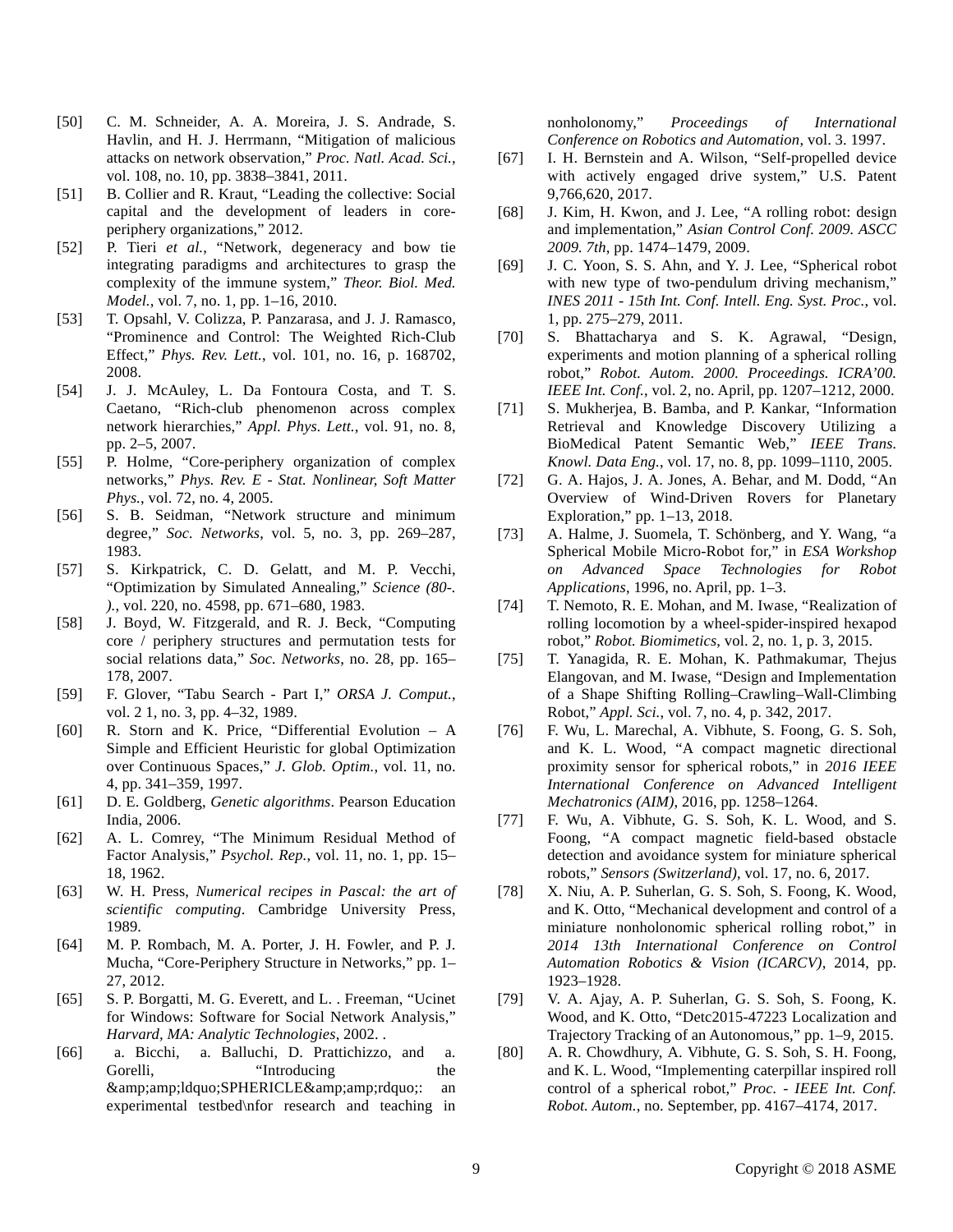[50] C. M. Schneider, A. A. Moreira, J. S. Andrade, S. Havlin, and H. J. Herrmann, "Mitigation of malicious attacks on network observation," *Proc. Natl. Acad. Sci.*, vol. 108, no. 10, pp. 3838–3841, 2011.

[51] B. Collier and R. Kraut, "Leading the collective: Social capital and the development of leaders in core-periphery organizations," 2012.

[52] P. Tieri *et al.*, "Network, degeneracy and bow tie integrating paradigms and architectures to grasp the complexity of the immune system," *Theor. Biol. Med. Model.*, vol. 7, no. 1, pp. 1–16, 2010.

[53] T. Opsahl, V. Colizza, P. Panzarasa, and J. J. Ramasco, "Prominence and Control: The Weighted Rich-Club Effect," *Phys. Rev. Lett.*, vol. 101, no. 16, p. 168702, 2008.

[54] J. J. McAuley, L. Da Fontoura Costa, and T. S. Caetano, "Rich-club phenomenon across complex network hierarchies," *Appl. Phys. Lett.*, vol. 91, no. 8, pp. 2–5, 2007.

[55] P. Holme, "Core-periphery organization of complex networks," *Phys. Rev. E - Stat. Nonlinear, Soft Matter Phys.*, vol. 72, no. 4, 2005.

[56] S. B. Seidman, "Network structure and minimum degree," *Soc. Networks*, vol. 5, no. 3, pp. 269–287, 1983.

[57] S. Kirkpatrick, C. D. Gelatt, and M. P. Vecchi, "Optimization by Simulated Annealing," *Science (80-. ).*, vol. 220, no. 4598, pp. 671–680, 1983.

[58] J. Boyd, W. Fitzgerald, and R. J. Beck, "Computing core / periphery structures and permutation tests for social relations data," *Soc. Networks*, no. 28, pp. 165–178, 2007.

[59] F. Glover, "Tabu Search - Part I," *ORSA J. Comput.*, vol. 2 1, no. 3, pp. 4–32, 1989.

[60] R. Storn and K. Price, "Differential Evolution – A Simple and Efficient Heuristic for global Optimization over Continuous Spaces," *J. Glob. Optim.*, vol. 11, no. 4, pp. 341–359, 1997.

[61] D. E. Goldberg, *Genetic algorithms*. Pearson Education India, 2006.

[62] A. L. Comrey, "The Minimum Residual Method of Factor Analysis," *Psychol. Rep.*, vol. 11, no. 1, pp. 15–18, 1962.

[63] W. H. Press, *Numerical recipes in Pascal: the art of scientific computing*. Cambridge University Press, 1989.

[64] M. P. Rombach, M. A. Porter, J. H. Fowler, and P. J. Mucha, "Core-Periphery Structure in Networks," pp. 1–27, 2012.

[65] S. P. Borgatti, M. G. Everett, and L. . Freeman, "Ucinet for Windows: Software for Social Network Analysis," *Harvard, MA: Analytic Technologies*, 2002. .

[66] a. Bicchi, a. Balluchi, D. Prattichizzo, and a. Gorelli, "Introducing the &amp;amp;ldquo;SPHERICLE&amp;amp;rdquo;: an experimental testbed\nfor research and teaching in nonholonomy," *Proceedings of International Conference on Robotics and Automation*, vol. 3. 1997.

[67] I. H. Bernstein and A. Wilson, "Self-propelled device with actively engaged drive system," U.S. Patent 9,766,620, 2017.

[68] J. Kim, H. Kwon, and J. Lee, "A rolling robot: design and implementation," *Asian Control Conf. 2009. ASCC 2009. 7th*, pp. 1474–1479, 2009.

[69] J. C. Yoon, S. S. Ahn, and Y. J. Lee, "Spherical robot with new type of two-pendulum driving mechanism," *INES 2011 - 15th Int. Conf. Intell. Eng. Syst. Proc.*, vol. 1, pp. 275–279, 2011.

[70] S. Bhattacharya and S. K. Agrawal, "Design, experiments and motion planning of a spherical rolling robot," *Robot. Autom. 2000. Proceedings. ICRA'00. IEEE Int. Conf.*, vol. 2, no. April, pp. 1207–1212, 2000.

[71] S. Mukherjea, B. Bamba, and P. Kankar, "Information Retrieval and Knowledge Discovery Utilizing a BioMedical Patent Semantic Web," *IEEE Trans. Knowl. Data Eng.*, vol. 17, no. 8, pp. 1099–1110, 2005.

[72] G. A. Hajos, J. A. Jones, A. Behar, and M. Dodd, "An Overview of Wind-Driven Rovers for Planetary Exploration," pp. 1–13, 2018.

[73] A. Halme, J. Suomela, T. Schönberg, and Y. Wang, "a Spherical Mobile Micro-Robot for," in *ESA Workshop on Advanced Space Technologies for Robot Applications*, 1996, no. April, pp. 1–3.

[74] T. Nemoto, R. E. Mohan, and M. Iwase, "Realization of rolling locomotion by a wheel-spider-inspired hexapod robot," *Robot. Biomimetics*, vol. 2, no. 1, p. 3, 2015.

[75] T. Yanagida, R. E. Mohan, K. Pathmakumar, Thejus Elangovan, and M. Iwase, "Design and Implementation of a Shape Shifting Rolling–Crawling–Wall-Climbing Robot," *Appl. Sci.*, vol. 7, no. 4, p. 342, 2017.

[76] F. Wu, L. Marechal, A. Vibhute, S. Foong, G. S. Soh, and K. L. Wood, "A compact magnetic directional proximity sensor for spherical robots," in *2016 IEEE International Conference on Advanced Intelligent Mechatronics (AIM)*, 2016, pp. 1258–1264.

[77] F. Wu, A. Vibhute, G. S. Soh, K. L. Wood, and S. Foong, "A compact magnetic field-based obstacle detection and avoidance system for miniature spherical robots," *Sensors (Switzerland)*, vol. 17, no. 6, 2017.

[78] X. Niu, A. P. Suherlan, G. S. Soh, S. Foong, K. Wood, and K. Otto, "Mechanical development and control of a miniature nonholonomic spherical rolling robot," in *2014 13th International Conference on Control Automation Robotics & Vision (ICARCV)*, 2014, pp. 1923–1928.

[79] V. A. Ajay, A. P. Suherlan, G. S. Soh, S. Foong, K. Wood, and K. Otto, "Detc2015-47223 Localization and Trajectory Tracking of an Autonomous," pp. 1–9, 2015.

[80] A. R. Chowdhury, A. Vibhute, G. S. Soh, S. H. Foong, and K. L. Wood, "Implementing caterpillar inspired roll control of a spherical robot," *Proc. - IEEE Int. Conf. Robot. Autom.*, no. September, pp. 4167–4174, 2017.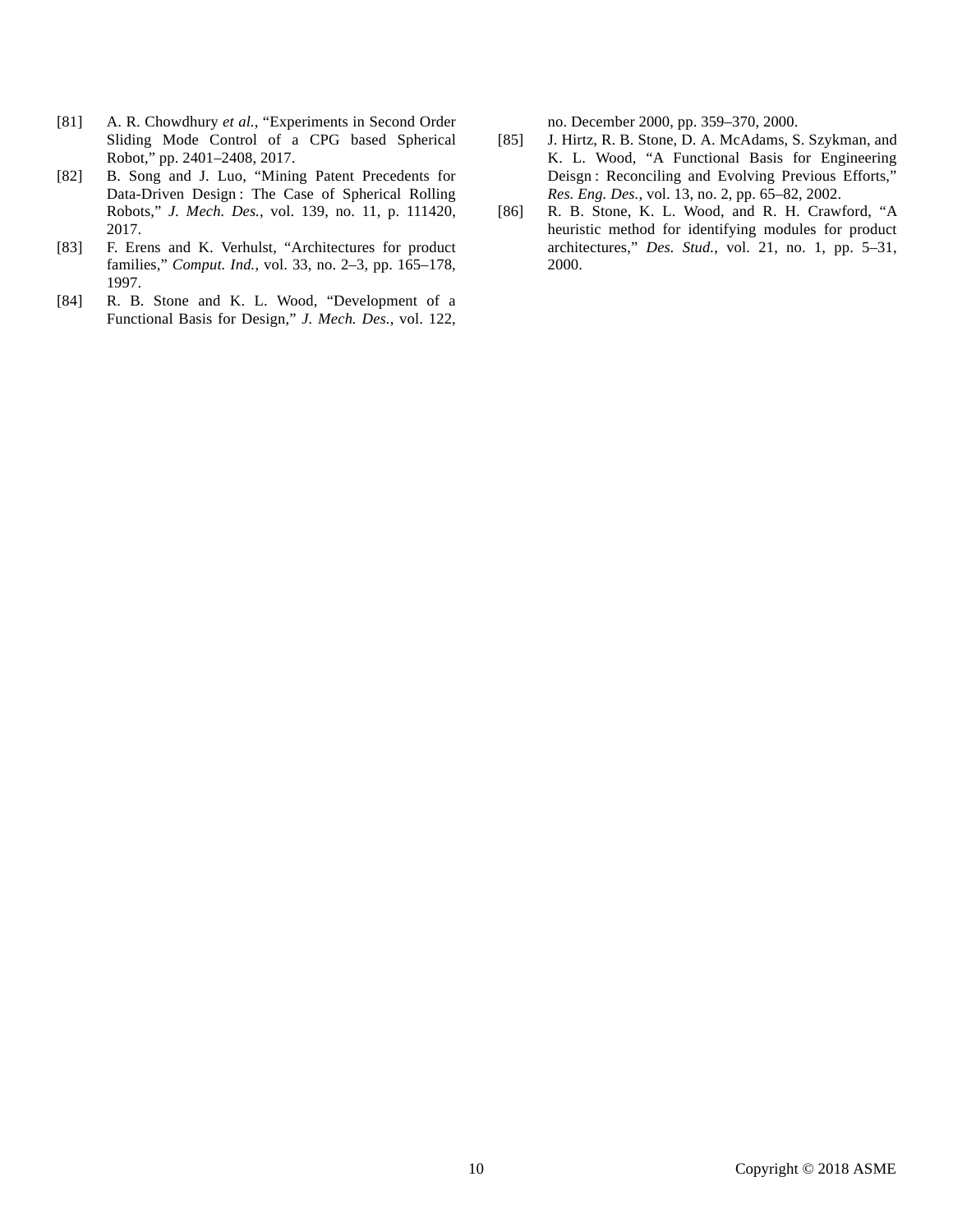[81] A. R. Chowdhury *et al.*, "Experiments in Second Order Sliding Mode Control of a CPG based Spherical Robot," pp. 2401–2408, 2017.

[82] B. Song and J. Luo, "Mining Patent Precedents for Data-Driven Design : The Case of Spherical Rolling Robots," *J. Mech. Des.*, vol. 139, no. 11, p. 111420, 2017.

[83] F. Erens and K. Verhulst, "Architectures for product families," *Comput. Ind.*, vol. 33, no. 2–3, pp. 165–178, 1997.

[84] R. B. Stone and K. L. Wood, "Development of a Functional Basis for Design," *J. Mech. Des.*, vol. 122, no. December 2000, pp. 359–370, 2000.

[85] J. Hirtz, R. B. Stone, D. A. McAdams, S. Szykman, and K. L. Wood, "A Functional Basis for Engineering Deisgn : Reconciling and Evolving Previous Efforts," *Res. Eng. Des.*, vol. 13, no. 2, pp. 65–82, 2002.

[86] R. B. Stone, K. L. Wood, and R. H. Crawford, "A heuristic method for identifying modules for product architectures," *Des. Stud.*, vol. 21, no. 1, pp. 5–31, 2000.